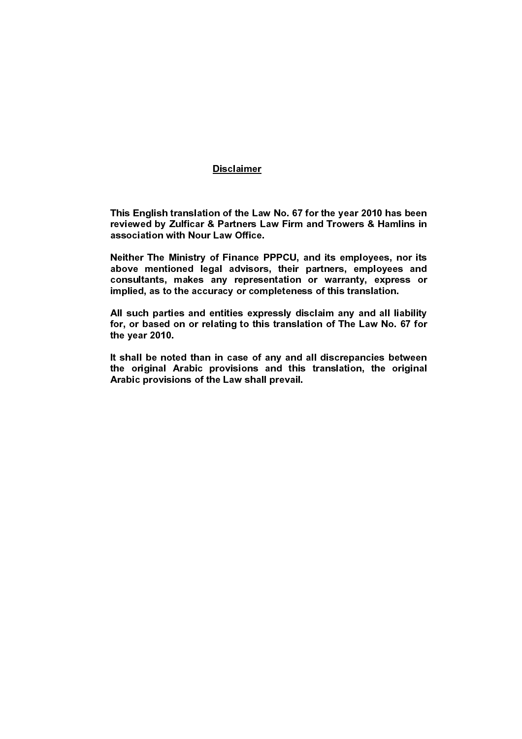**Disclaimer**

**This English translation of the Law No. 67 for the year 2010 has been reviewed by Zulficar & Partners Law Firm and Trowers & Hamlins in association with Nour Law Office.**

**Neither The Ministry of Finance PPPCU, and its employees, nor its above mentioned legal advisors, their partners, employees and consultants, makes any representation or warranty, express or implied, as to the accuracy or completeness of this translation.**

**All such parties and entities expressly disclaim any and all liability for, or based on or relating to this translation of The Law No. 67 for the year 2010.**

**It shall be noted than in case of any and all discrepancies between the original Arabic provisions and this translation, the original Arabic provisions of the Law shall prevail.**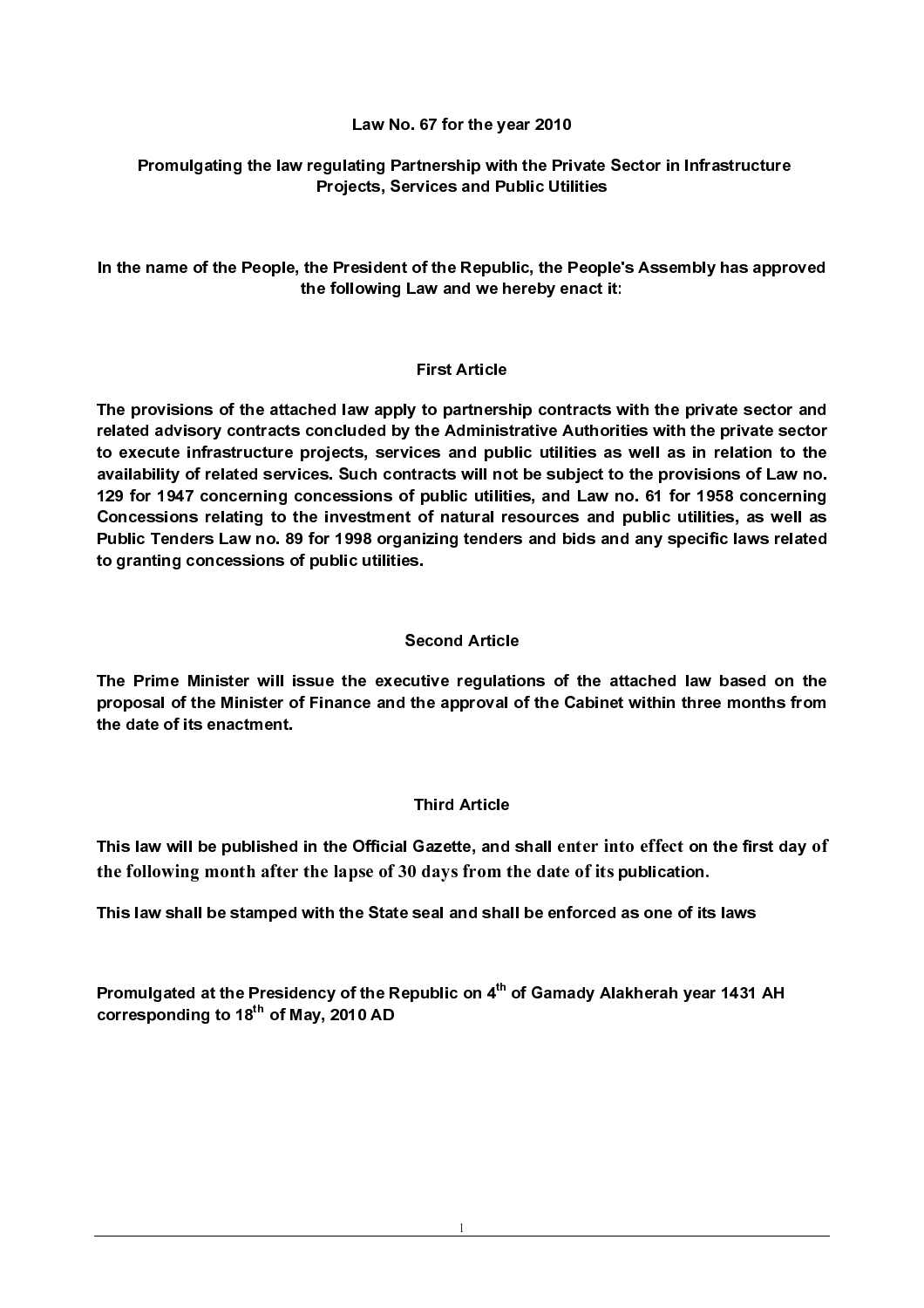# Law No. 67 for the year 2010

## Promulgating the law regulating Partnership with the Private Sector in Infrastructure Projects, Services and Public Utilities

**In the name of the People, the President of the Republic, the People's Assembly has approved the following Law and we hereby enact it:**

### First Article

**The provisions of the attached law apply to partnership contracts with the private sector and related advisory contracts concluded by the Administrative Authorities with the private sector to execute infrastructure projects, services and public utilities as well as in relation to the availability of related services. Such contracts will not be subject to the provisions of Law no. 129 for 1947 concerning concessions of public utilities, and Law no. 61 for 1958 concerning Concessions relating to the investment of natural resources and public utilities, as well as Public Tenders Law no. 89 for 1998 organizing tenders and bids and any specific laws related to granting concessions of public utilities.**

### Second Article

**The Prime Minister will issue the executive regulations of the attached law based on the proposal of the Minister of Finance and the approval of the Cabinet within three months from the date of its enactment.**

### Third Article

**This law will be published in the Official Gazette, and shall enter into effect on the first day of the following month after the lapse of 30 days from the date of its publication.**

**This law shall be stamped with the State seal and shall be enforced as one of its laws**

**Promulgated at the Presidency of the Republic on 4th of Gamady Alakherah year 1431 AH corresponding to 18th of May, 2010 AD**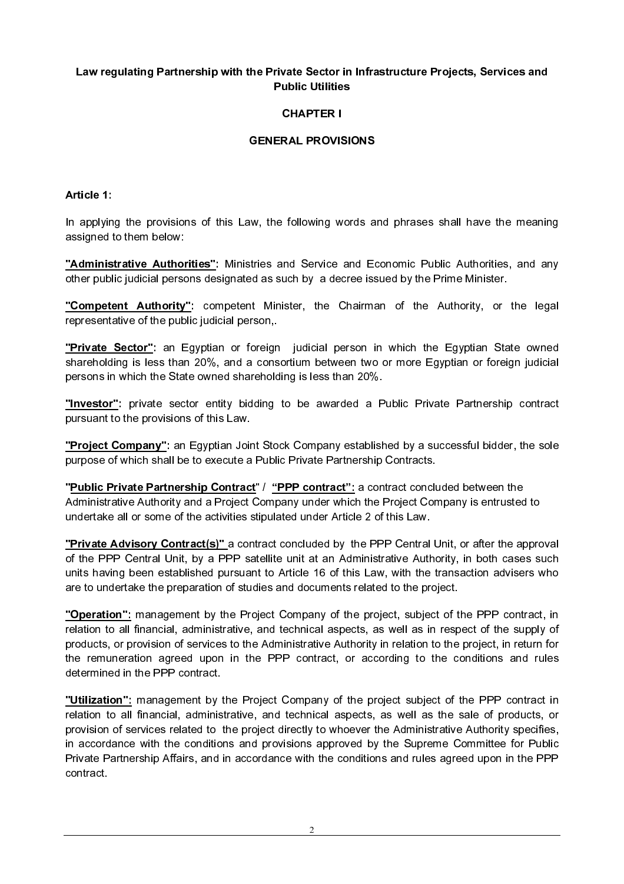**Law regulating Partnership with the Private Sector in Infrastructure Projects, Services and Public Utilities**

**CHAPTER I**

**GENERAL PROVISIONS**

**Article 1**:

In applying the provisions of this Law, the following words and phrases shall have the meaning assigned to them below:

**<u>"Administrative Authorities"</u>**: Ministries and Service and Economic Public Authorities, and any other public judicial persons designated as such by a decree issued by the Prime Minister.

**<u>"Competent Authority"</u>**: competent Minister, the Chairman of the Authority, or the legal representative of the public judicial person,.

**<u>"Private Sector"</u>**: an Egyptian or foreign judicial person in which the Egyptian State owned shareholding is less than 20%, and a consortium between two or more Egyptian or foreign judicial persons in which the State owned shareholding is less than 20%.

**<u>"Investor"</u>**: private sector entity bidding to be awarded a Public Private Partnership contract pursuant to the provisions of this Law.

**<u>"Project Company"</u>**: an Egyptian Joint Stock Company established by a successful bidder, the sole purpose of which shall be to execute a Public Private Partnership Contracts.

**"<u>Public Private Partnership Contract</u>" / <u>"PPP contract":</u>** a contract concluded between the Administrative Authority and a Project Company under which the Project Company is entrusted to undertake all or some of the activities stipulated under Article 2 of this Law.

**<u>"Private Advisory Contract(s)"</u>** a contract concluded by the PPP Central Unit, or after the approval of the PPP Central Unit, by a PPP satellite unit at an Administrative Authority, in both cases such units having been established pursuant to Article 16 of this Law, with the transaction advisers who are to undertake the preparation of studies and documents related to the project.

**<u>"Operation":</u>** management by the Project Company of the project, subject of the PPP contract, in relation to all financial, administrative, and technical aspects, as well as in respect of the supply of products, or provision of services to the Administrative Authority in relation to the project, in return for the remuneration agreed upon in the PPP contract, or according to the conditions and rules determined in the PPP contract.

**<u>"Utilization":</u>** management by the Project Company of the project subject of the PPP contract in relation to all financial, administrative, and technical aspects, as well as the sale of products, or provision of services related to the project directly to whoever the Administrative Authority specifies, in accordance with the conditions and provisions approved by the Supreme Committee for Public Private Partnership Affairs, and in accordance with the conditions and rules agreed upon in the PPP contract.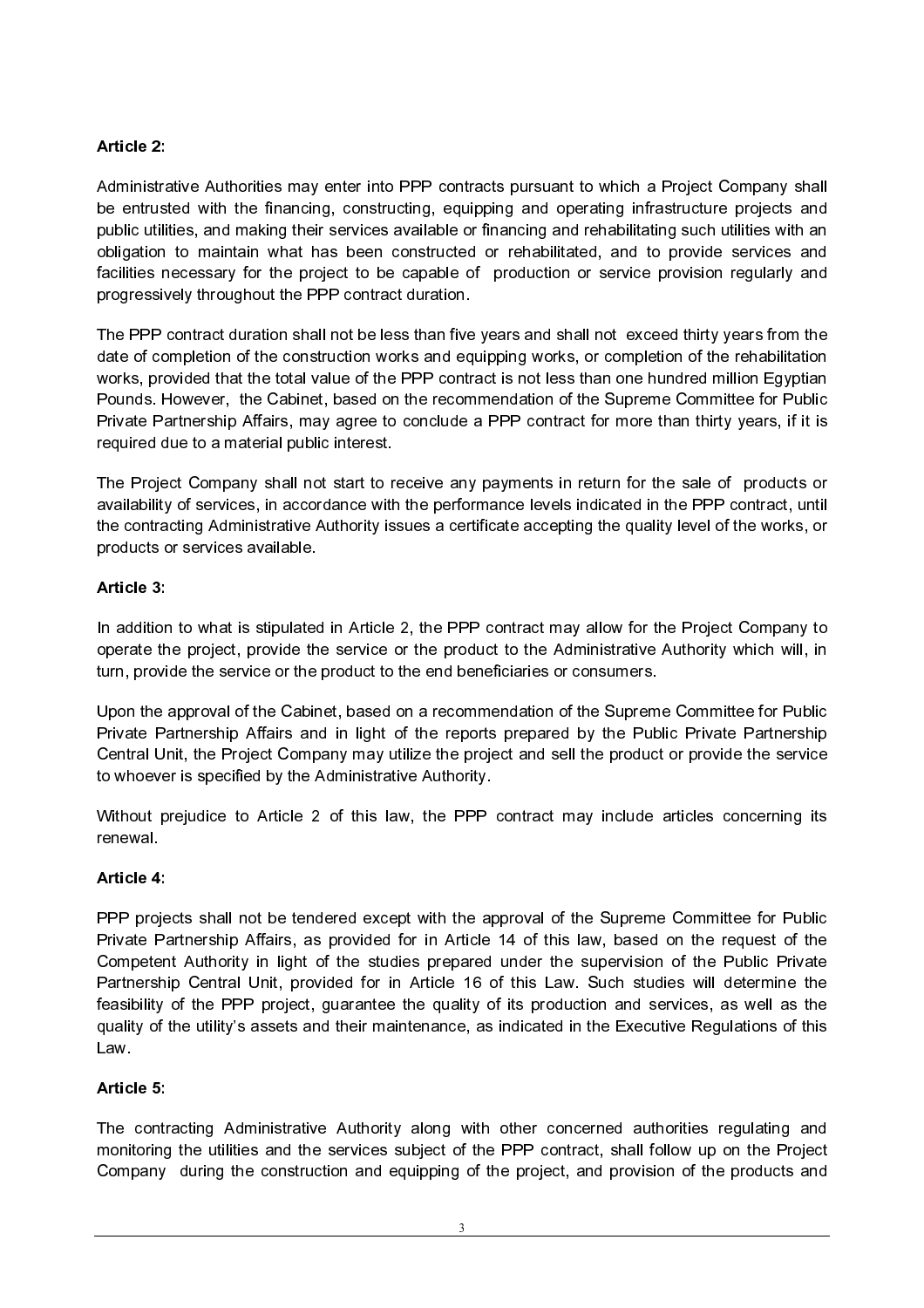**Article 2:**

Administrative Authorities may enter into PPP contracts pursuant to which a Project Company shall be entrusted with the financing, constructing, equipping and operating infrastructure projects and public utilities, and making their services available or financing and rehabilitating such utilities with an obligation to maintain what has been constructed or rehabilitated, and to provide services and facilities necessary for the project to be capable of production or service provision regularly and progressively throughout the PPP contract duration.

The PPP contract duration shall not be less than five years and shall not exceed thirty years from the date of completion of the construction works and equipping works, or completion of the rehabilitation works, provided that the total value of the PPP contract is not less than one hundred million Egyptian Pounds. However, the Cabinet, based on the recommendation of the Supreme Committee for Public Private Partnership Affairs, may agree to conclude a PPP contract for more than thirty years, if it is required due to a material public interest.

The Project Company shall not start to receive any payments in return for the sale of products or availability of services, in accordance with the performance levels indicated in the PPP contract, until the contracting Administrative Authority issues a certificate accepting the quality level of the works, or products or services available.

**Article 3:**

In addition to what is stipulated in Article 2, the PPP contract may allow for the Project Company to operate the project, provide the service or the product to the Administrative Authority which will, in turn, provide the service or the product to the end beneficiaries or consumers.

Upon the approval of the Cabinet, based on a recommendation of the Supreme Committee for Public Private Partnership Affairs and in light of the reports prepared by the Public Private Partnership Central Unit, the Project Company may utilize the project and sell the product or provide the service to whoever is specified by the Administrative Authority.

Without prejudice to Article 2 of this law, the PPP contract may include articles concerning its renewal.

**Article 4:**

PPP projects shall not be tendered except with the approval of the Supreme Committee for Public Private Partnership Affairs, as provided for in Article 14 of this law, based on the request of the Competent Authority in light of the studies prepared under the supervision of the Public Private Partnership Central Unit, provided for in Article 16 of this Law. Such studies will determine the feasibility of the PPP project, guarantee the quality of its production and services, as well as the quality of the utility's assets and their maintenance, as indicated in the Executive Regulations of this Law.

**Article 5:**

The contracting Administrative Authority along with other concerned authorities regulating and monitoring the utilities and the services subject of the PPP contract, shall follow up on the Project Company during the construction and equipping of the project, and provision of the products and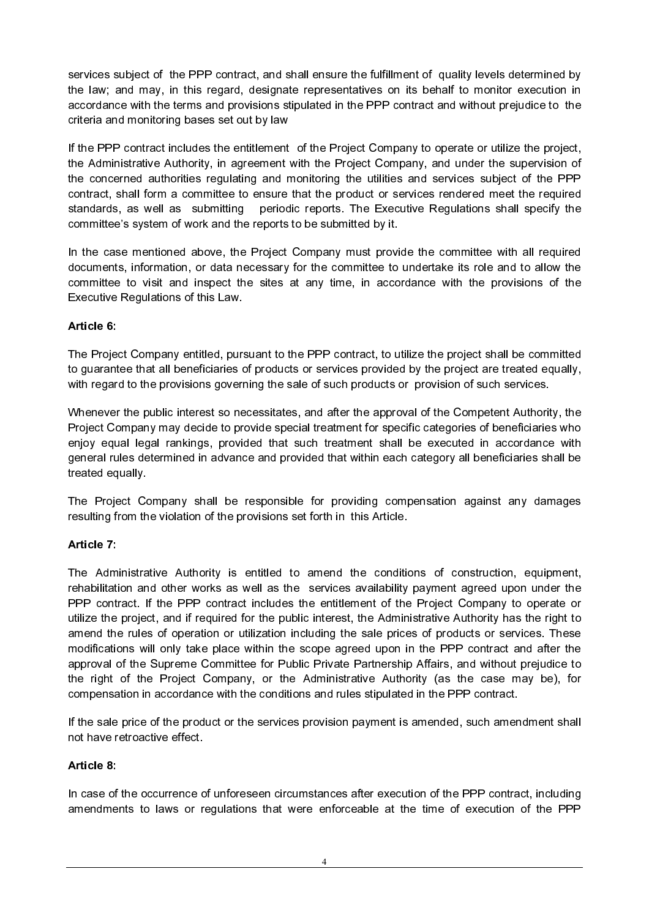services subject of the PPP contract, and shall ensure the fulfillment of quality levels determined by the law; and may, in this regard, designate representatives on its behalf to monitor execution in accordance with the terms and provisions stipulated in the PPP contract and without prejudice to the criteria and monitoring bases set out by law

If the PPP contract includes the entitlement of the Project Company to operate or utilize the project, the Administrative Authority, in agreement with the Project Company, and under the supervision of the concerned authorities regulating and monitoring the utilities and services subject of the PPP contract, shall form a committee to ensure that the product or services rendered meet the required standards, as well as submitting periodic reports. The Executive Regulations shall specify the committee's system of work and the reports to be submitted by it.

In the case mentioned above, the Project Company must provide the committee with all required documents, information, or data necessary for the committee to undertake its role and to allow the committee to visit and inspect the sites at any time, in accordance with the provisions of the Executive Regulations of this Law.

**Article 6**:

The Project Company entitled, pursuant to the PPP contract, to utilize the project shall be committed to guarantee that all beneficiaries of products or services provided by the project are treated equally, with regard to the provisions governing the sale of such products or provision of such services.

Whenever the public interest so necessitates, and after the approval of the Competent Authority, the Project Company may decide to provide special treatment for specific categories of beneficiaries who enjoy equal legal rankings, provided that such treatment shall be executed in accordance with general rules determined in advance and provided that within each category all beneficiaries shall be treated equally.

The Project Company shall be responsible for providing compensation against any damages resulting from the violation of the provisions set forth in this Article.

**Article 7**:

The Administrative Authority is entitled to amend the conditions of construction, equipment, rehabilitation and other works as well as the services availability payment agreed upon under the PPP contract. If the PPP contract includes the entitlement of the Project Company to operate or utilize the project, and if required for the public interest, the Administrative Authority has the right to amend the rules of operation or utilization including the sale prices of products or services. These modifications will only take place within the scope agreed upon in the PPP contract and after the approval of the Supreme Committee for Public Private Partnership Affairs, and without prejudice to the right of the Project Company, or the Administrative Authority (as the case may be), for compensation in accordance with the conditions and rules stipulated in the PPP contract.

If the sale price of the product or the services provision payment is amended, such amendment shall not have retroactive effect.

**Article 8**:

In case of the occurrence of unforeseen circumstances after execution of the PPP contract, including amendments to laws or regulations that were enforceable at the time of execution of the PPP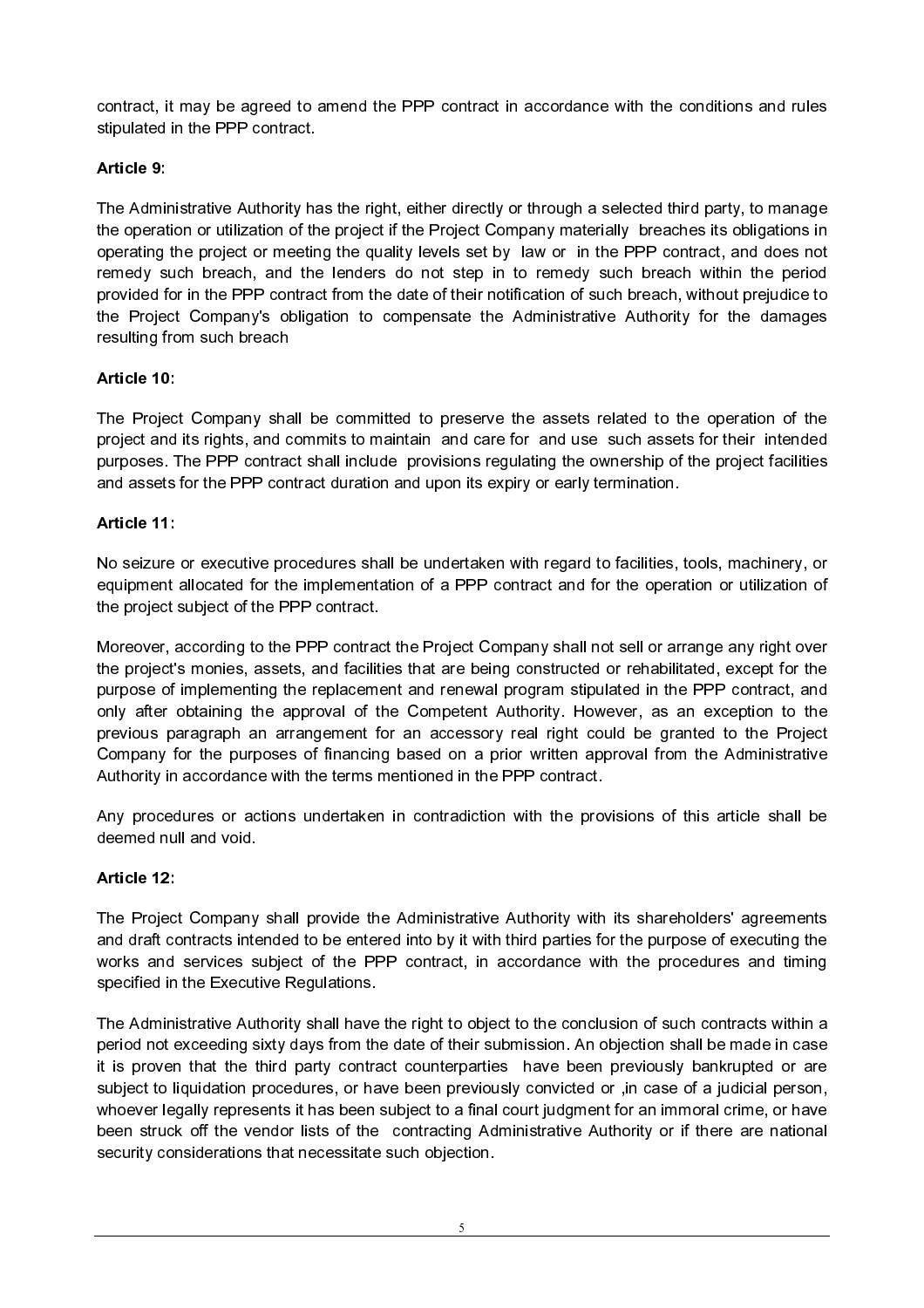contract, it may be agreed to amend the PPP contract in accordance with the conditions and rules stipulated in the PPP contract.

**Article 9:**

The Administrative Authority has the right, either directly or through a selected third party, to manage the operation or utilization of the project if the Project Company materially breaches its obligations in operating the project or meeting the quality levels set by law or in the PPP contract, and does not remedy such breach, and the lenders do not step in to remedy such breach within the period provided for in the PPP contract from the date of their notification of such breach, without prejudice to the Project Company's obligation to compensate the Administrative Authority for the damages resulting from such breach

**Article 10:**

The Project Company shall be committed to preserve the assets related to the operation of the project and its rights, and commits to maintain and care for and use such assets for their intended purposes. The PPP contract shall include provisions regulating the ownership of the project facilities and assets for the PPP contract duration and upon its expiry or early termination.

**Article 11:**

No seizure or executive procedures shall be undertaken with regard to facilities, tools, machinery, or equipment allocated for the implementation of a PPP contract and for the operation or utilization of the project subject of the PPP contract.

Moreover, according to the PPP contract the Project Company shall not sell or arrange any right over the project's monies, assets, and facilities that are being constructed or rehabilitated, except for the purpose of implementing the replacement and renewal program stipulated in the PPP contract, and only after obtaining the approval of the Competent Authority. However, as an exception to the previous paragraph an arrangement for an accessory real right could be granted to the Project Company for the purposes of financing based on a prior written approval from the Administrative Authority in accordance with the terms mentioned in the PPP contract.

Any procedures or actions undertaken in contradiction with the provisions of this article shall be deemed null and void.

**Article 12:**

The Project Company shall provide the Administrative Authority with its shareholders' agreements and draft contracts intended to be entered into by it with third parties for the purpose of executing the works and services subject of the PPP contract, in accordance with the procedures and timing specified in the Executive Regulations.

The Administrative Authority shall have the right to object to the conclusion of such contracts within a period not exceeding sixty days from the date of their submission. An objection shall be made in case it is proven that the third party contract counterparties have been previously bankrupted or are subject to liquidation procedures, or have been previously convicted or ,in case of a judicial person, whoever legally represents it has been subject to a final court judgment for an immoral crime, or have been struck off the vendor lists of the contracting Administrative Authority or if there are national security considerations that necessitate such objection.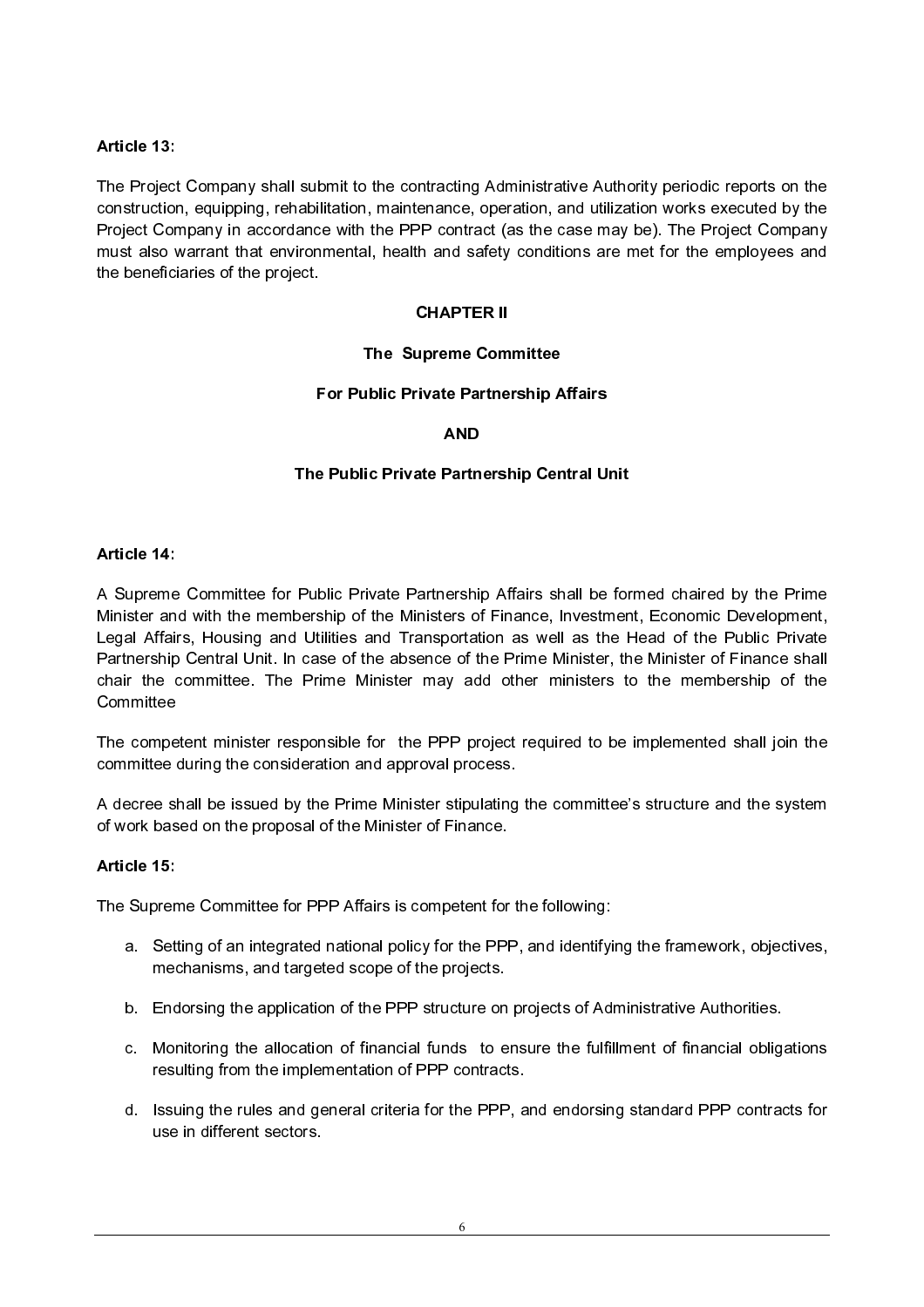**Article 13:**

The Project Company shall submit to the contracting Administrative Authority periodic reports on the construction, equipping, rehabilitation, maintenance, operation, and utilization works executed by the Project Company in accordance with the PPP contract (as the case may be). The Project Company must also warrant that environmental, health and safety conditions are met for the employees and the beneficiaries of the project.

## CHAPTER II

## The Supreme Committee

## For Public Private Partnership Affairs

## AND

## The Public Private Partnership Central Unit

**Article 14:**

A Supreme Committee for Public Private Partnership Affairs shall be formed chaired by the Prime Minister and with the membership of the Ministers of Finance, Investment, Economic Development, Legal Affairs, Housing and Utilities and Transportation as well as the Head of the Public Private Partnership Central Unit. In case of the absence of the Prime Minister, the Minister of Finance shall chair the committee. The Prime Minister may add other ministers to the membership of the Committee

The competent minister responsible for the PPP project required to be implemented shall join the committee during the consideration and approval process.

A decree shall be issued by the Prime Minister stipulating the committee's structure and the system of work based on the proposal of the Minister of Finance.

**Article 15:**

The Supreme Committee for PPP Affairs is competent for the following:

a. Setting of an integrated national policy for the PPP, and identifying the framework, objectives, mechanisms, and targeted scope of the projects.

b. Endorsing the application of the PPP structure on projects of Administrative Authorities.

c. Monitoring the allocation of financial funds to ensure the fulfillment of financial obligations resulting from the implementation of PPP contracts.

d. Issuing the rules and general criteria for the PPP, and endorsing standard PPP contracts for use in different sectors.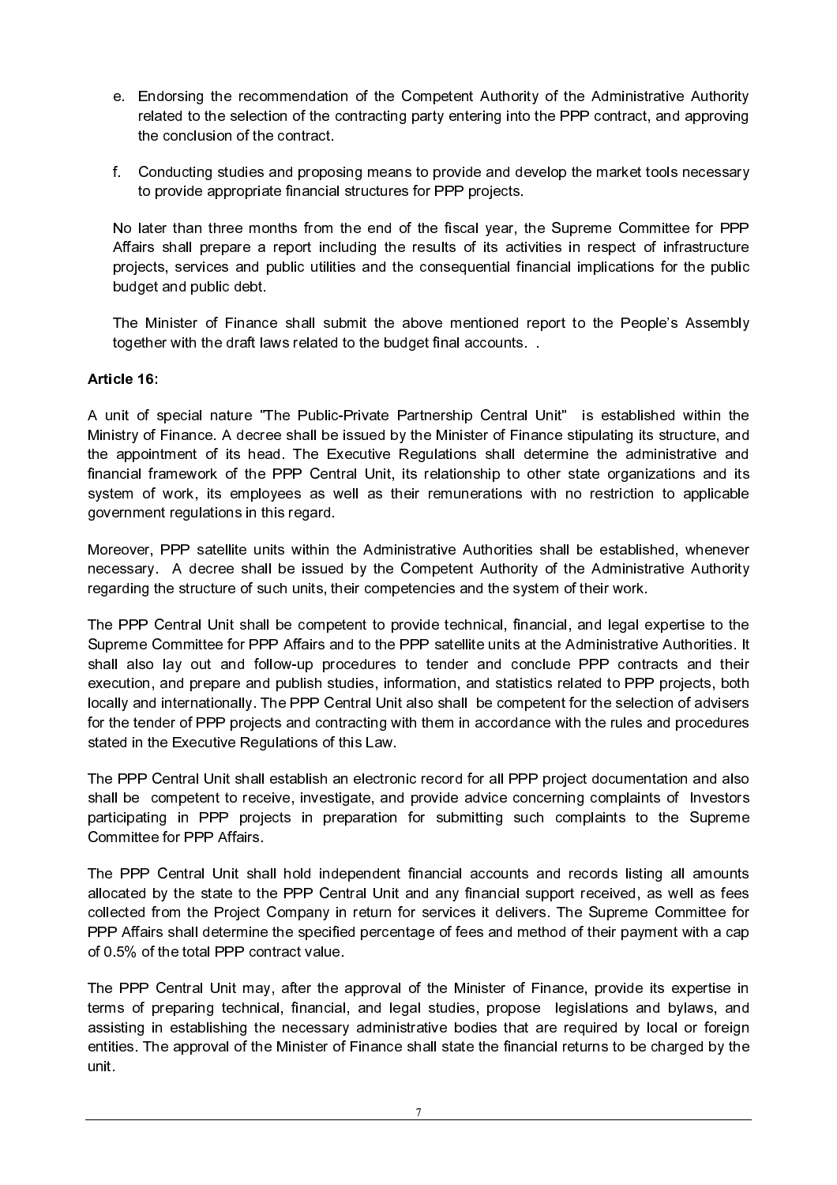e. Endorsing the recommendation of the Competent Authority of the Administrative Authority related to the selection of the contracting party entering into the PPP contract, and approving the conclusion of the contract.

f. Conducting studies and proposing means to provide and develop the market tools necessary to provide appropriate financial structures for PPP projects.

No later than three months from the end of the fiscal year, the Supreme Committee for PPP Affairs shall prepare a report including the results of its activities in respect of infrastructure projects, services and public utilities and the consequential financial implications for the public budget and public debt.

The Minister of Finance shall submit the above mentioned report to the People's Assembly together with the draft laws related to the budget final accounts. .

**Article 16**:

A unit of special nature "The Public-Private Partnership Central Unit" is established within the Ministry of Finance. A decree shall be issued by the Minister of Finance stipulating its structure, and the appointment of its head. The Executive Regulations shall determine the administrative and financial framework of the PPP Central Unit, its relationship to other state organizations and its system of work, its employees as well as their remunerations with no restriction to applicable government regulations in this regard.

Moreover, PPP satellite units within the Administrative Authorities shall be established, whenever necessary. A decree shall be issued by the Competent Authority of the Administrative Authority regarding the structure of such units, their competencies and the system of their work.

The PPP Central Unit shall be competent to provide technical, financial, and legal expertise to the Supreme Committee for PPP Affairs and to the PPP satellite units at the Administrative Authorities. It shall also lay out and follow-up procedures to tender and conclude PPP contracts and their execution, and prepare and publish studies, information, and statistics related to PPP projects, both locally and internationally. The PPP Central Unit also shall be competent for the selection of advisers for the tender of PPP projects and contracting with them in accordance with the rules and procedures stated in the Executive Regulations of this Law.

The PPP Central Unit shall establish an electronic record for all PPP project documentation and also shall be competent to receive, investigate, and provide advice concerning complaints of Investors participating in PPP projects in preparation for submitting such complaints to the Supreme Committee for PPP Affairs.

The PPP Central Unit shall hold independent financial accounts and records listing all amounts allocated by the state to the PPP Central Unit and any financial support received, as well as fees collected from the Project Company in return for services it delivers. The Supreme Committee for PPP Affairs shall determine the specified percentage of fees and method of their payment with a cap of 0.5% of the total PPP contract value.

The PPP Central Unit may, after the approval of the Minister of Finance, provide its expertise in terms of preparing technical, financial, and legal studies, propose legislations and bylaws, and assisting in establishing the necessary administrative bodies that are required by local or foreign entities. The approval of the Minister of Finance shall state the financial returns to be charged by the unit.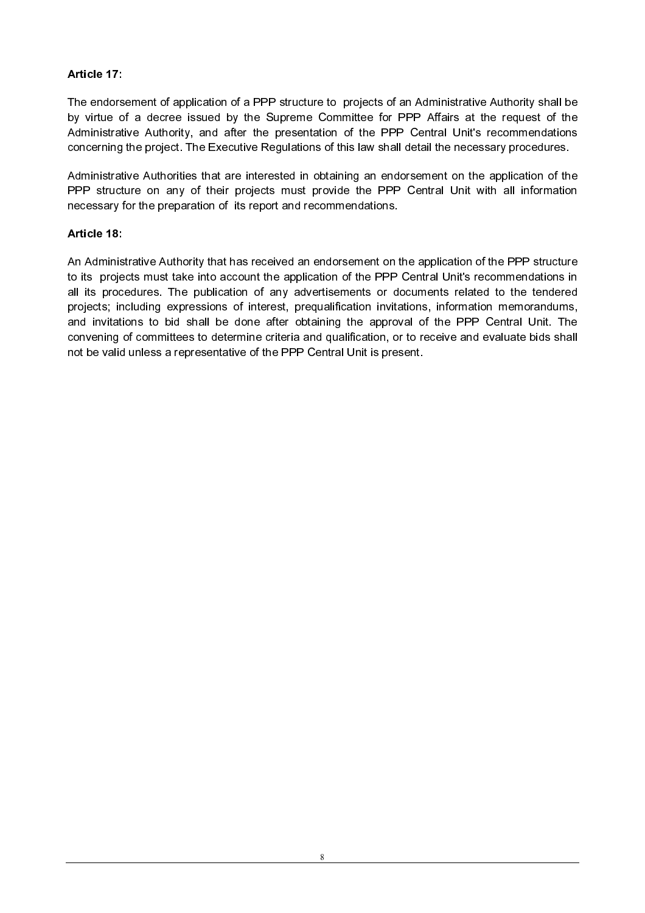**Article 17**:

The endorsement of application of a PPP structure to projects of an Administrative Authority shall be by virtue of a decree issued by the Supreme Committee for PPP Affairs at the request of the Administrative Authority, and after the presentation of the PPP Central Unit's recommendations concerning the project. The Executive Regulations of this law shall detail the necessary procedures.

Administrative Authorities that are interested in obtaining an endorsement on the application of the PPP structure on any of their projects must provide the PPP Central Unit with all information necessary for the preparation of its report and recommendations.

**Article 18**:

An Administrative Authority that has received an endorsement on the application of the PPP structure to its projects must take into account the application of the PPP Central Unit's recommendations in all its procedures. The publication of any advertisements or documents related to the tendered projects; including expressions of interest, prequalification invitations, information memorandums, and invitations to bid shall be done after obtaining the approval of the PPP Central Unit. The convening of committees to determine criteria and qualification, or to receive and evaluate bids shall not be valid unless a representative of the PPP Central Unit is present.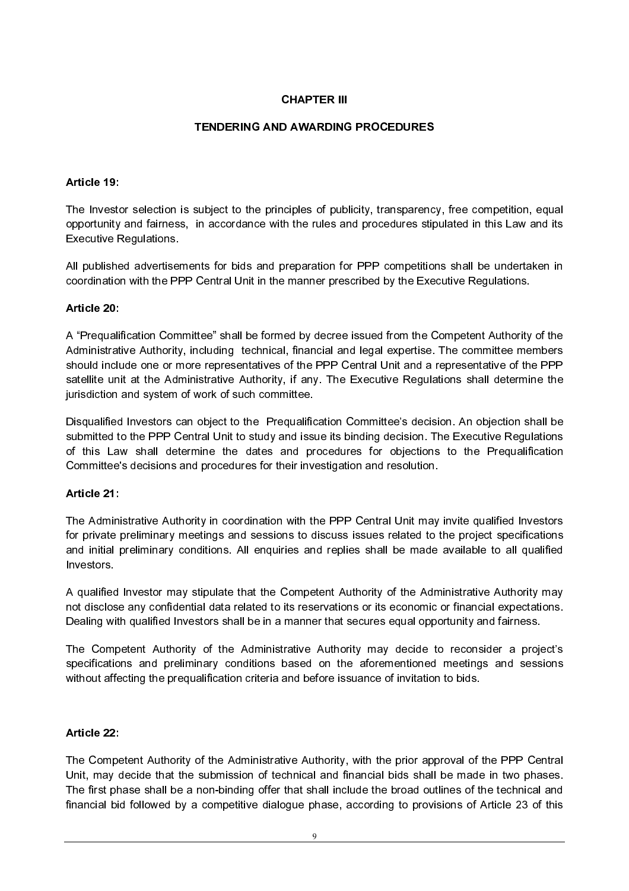## CHAPTER III

## TENDERING AND AWARDING PROCEDURES

**Article 19:**

The Investor selection is subject to the principles of publicity, transparency, free competition, equal opportunity and fairness, in accordance with the rules and procedures stipulated in this Law and its Executive Regulations.

All published advertisements for bids and preparation for PPP competitions shall be undertaken in coordination with the PPP Central Unit in the manner prescribed by the Executive Regulations.

**Article 20:**

A "Prequalification Committee" shall be formed by decree issued from the Competent Authority of the Administrative Authority, including technical, financial and legal expertise. The committee members should include one or more representatives of the PPP Central Unit and a representative of the PPP satellite unit at the Administrative Authority, if any. The Executive Regulations shall determine the jurisdiction and system of work of such committee.

Disqualified Investors can object to the Prequalification Committee's decision. An objection shall be submitted to the PPP Central Unit to study and issue its binding decision. The Executive Regulations of this Law shall determine the dates and procedures for objections to the Prequalification Committee's decisions and procedures for their investigation and resolution.

**Article 21:**

The Administrative Authority in coordination with the PPP Central Unit may invite qualified Investors for private preliminary meetings and sessions to discuss issues related to the project specifications and initial preliminary conditions. All enquiries and replies shall be made available to all qualified Investors.

A qualified Investor may stipulate that the Competent Authority of the Administrative Authority may not disclose any confidential data related to its reservations or its economic or financial expectations. Dealing with qualified Investors shall be in a manner that secures equal opportunity and fairness.

The Competent Authority of the Administrative Authority may decide to reconsider a project's specifications and preliminary conditions based on the aforementioned meetings and sessions without affecting the prequalification criteria and before issuance of invitation to bids.

**Article 22:**

The Competent Authority of the Administrative Authority, with the prior approval of the PPP Central Unit, may decide that the submission of technical and financial bids shall be made in two phases. The first phase shall be a non-binding offer that shall include the broad outlines of the technical and financial bid followed by a competitive dialogue phase, according to provisions of Article 23 of this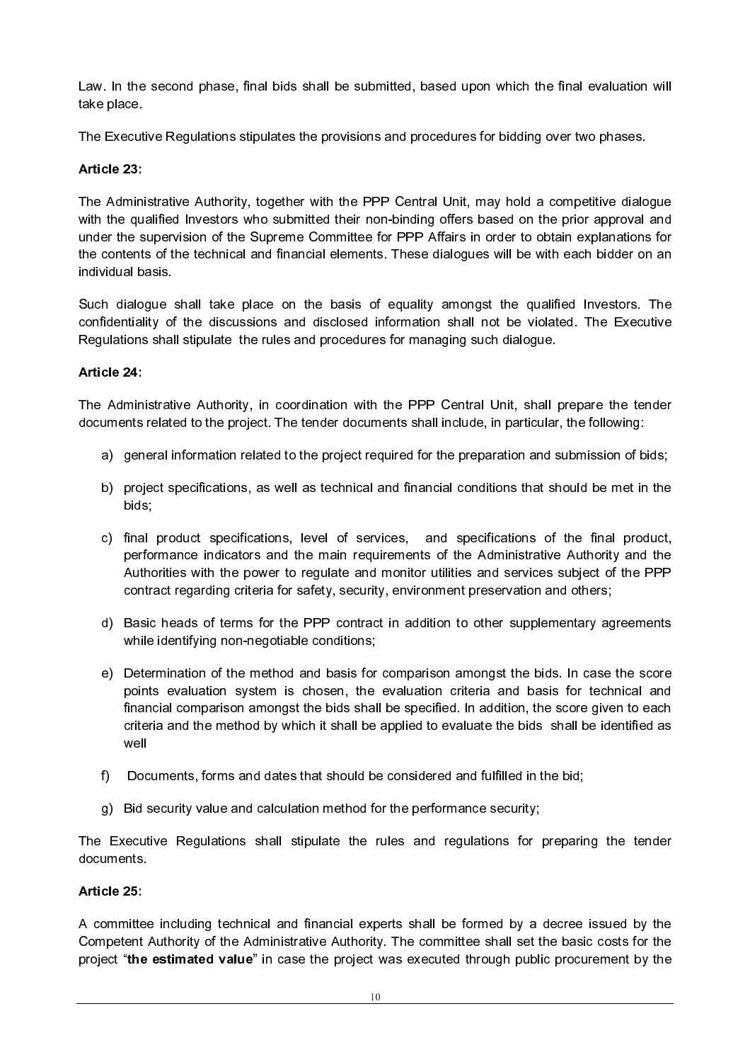Law. In the second phase, final bids shall be submitted, based upon which the final evaluation will take place.

The Executive Regulations stipulates the provisions and procedures for bidding over two phases.

**Article 23**:

The Administrative Authority, together with the PPP Central Unit, may hold a competitive dialogue with the qualified Investors who submitted their non-binding offers based on the prior approval and under the supervision of the Supreme Committee for PPP Affairs in order to obtain explanations for the contents of the technical and financial elements. These dialogues will be with each bidder on an individual basis.

Such dialogue shall take place on the basis of equality amongst the qualified Investors. The confidentiality of the discussions and disclosed information shall not be violated. The Executive Regulations shall stipulate the rules and procedures for managing such dialogue.

**Article 24**:

The Administrative Authority, in coordination with the PPP Central Unit, shall prepare the tender documents related to the project. The tender documents shall include, in particular, the following:

a) general information related to the project required for the preparation and submission of bids;

b) project specifications, as well as technical and financial conditions that should be met in the bids;

c) final product specifications, level of services, and specifications of the final product, performance indicators and the main requirements of the Administrative Authority and the Authorities with the power to regulate and monitor utilities and services subject of the PPP contract regarding criteria for safety, security, environment preservation and others;

d) Basic heads of terms for the PPP contract in addition to other supplementary agreements while identifying non-negotiable conditions;

e) Determination of the method and basis for comparison amongst the bids. In case the score points evaluation system is chosen, the evaluation criteria and basis for technical and financial comparison amongst the bids shall be specified. In addition, the score given to each criteria and the method by which it shall be applied to evaluate the bids shall be identified as well

f) Documents, forms and dates that should be considered and fulfilled in the bid;

g) Bid security value and calculation method for the performance security;

The Executive Regulations shall stipulate the rules and regulations for preparing the tender documents.

**Article 25**:

A committee including technical and financial experts shall be formed by a decree issued by the Competent Authority of the Administrative Authority. The committee shall set the basic costs for the project "**the estimated value**" in case the project was executed through public procurement by the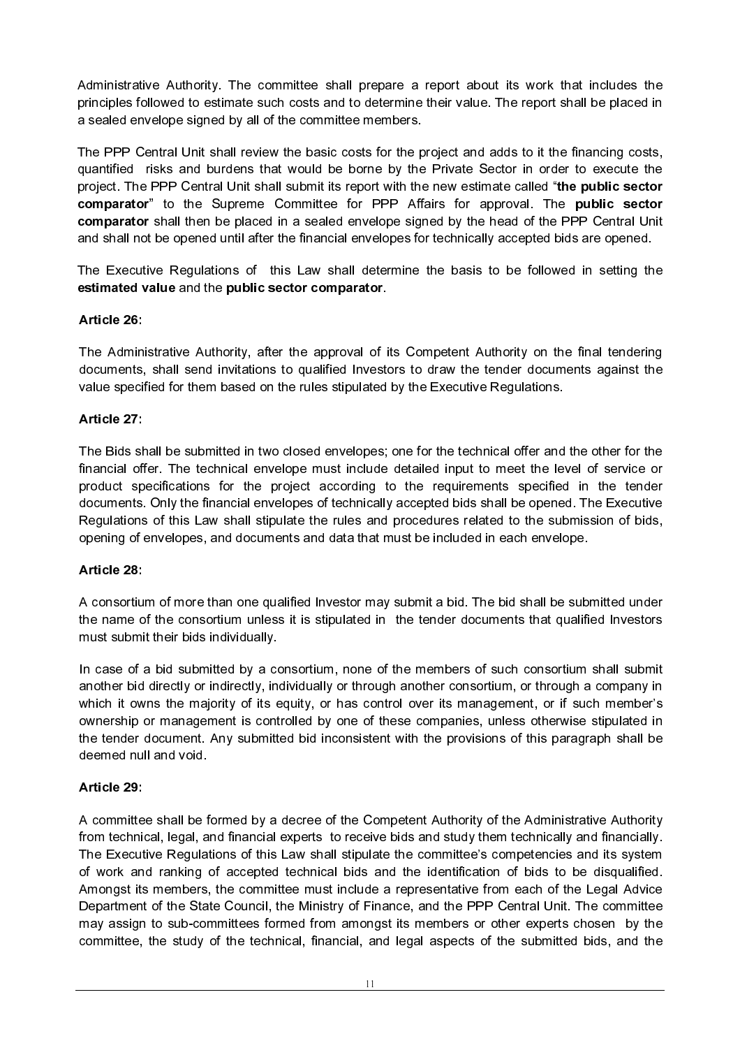Administrative Authority. The committee shall prepare a report about its work that includes the principles followed to estimate such costs and to determine their value. The report shall be placed in a sealed envelope signed by all of the committee members.

The PPP Central Unit shall review the basic costs for the project and adds to it the financing costs, quantified risks and burdens that would be borne by the Private Sector in order to execute the project. The PPP Central Unit shall submit its report with the new estimate called "**the public sector comparator**" to the Supreme Committee for PPP Affairs for approval. The **public sector comparator** shall then be placed in a sealed envelope signed by the head of the PPP Central Unit and shall not be opened until after the financial envelopes for technically accepted bids are opened.

The Executive Regulations of this Law shall determine the basis to be followed in setting the **estimated value** and the **public sector comparator**.

**Article 26**:

The Administrative Authority, after the approval of its Competent Authority on the final tendering documents, shall send invitations to qualified Investors to draw the tender documents against the value specified for them based on the rules stipulated by the Executive Regulations.

**Article 27**:

The Bids shall be submitted in two closed envelopes; one for the technical offer and the other for the financial offer. The technical envelope must include detailed input to meet the level of service or product specifications for the project according to the requirements specified in the tender documents. Only the financial envelopes of technically accepted bids shall be opened. The Executive Regulations of this Law shall stipulate the rules and procedures related to the submission of bids, opening of envelopes, and documents and data that must be included in each envelope.

**Article 28**:

A consortium of more than one qualified Investor may submit a bid. The bid shall be submitted under the name of the consortium unless it is stipulated in the tender documents that qualified Investors must submit their bids individually.

In case of a bid submitted by a consortium, none of the members of such consortium shall submit another bid directly or indirectly, individually or through another consortium, or through a company in which it owns the majority of its equity, or has control over its management, or if such member's ownership or management is controlled by one of these companies, unless otherwise stipulated in the tender document. Any submitted bid inconsistent with the provisions of this paragraph shall be deemed null and void.

**Article 29**:

A committee shall be formed by a decree of the Competent Authority of the Administrative Authority from technical, legal, and financial experts to receive bids and study them technically and financially. The Executive Regulations of this Law shall stipulate the committee's competencies and its system of work and ranking of accepted technical bids and the identification of bids to be disqualified. Amongst its members, the committee must include a representative from each of the Legal Advice Department of the State Council, the Ministry of Finance, and the PPP Central Unit. The committee may assign to sub-committees formed from amongst its members or other experts chosen by the committee, the study of the technical, financial, and legal aspects of the submitted bids, and the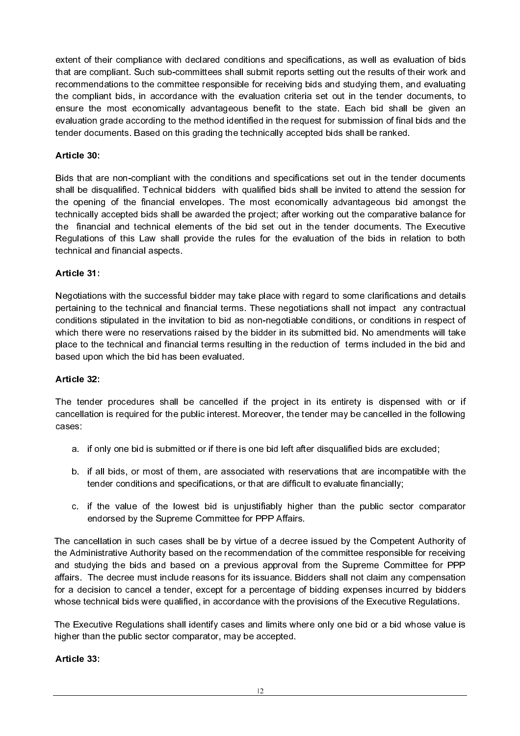extent of their compliance with declared conditions and specifications, as well as evaluation of bids that are compliant. Such sub-committees shall submit reports setting out the results of their work and recommendations to the committee responsible for receiving bids and studying them, and evaluating the compliant bids, in accordance with the evaluation criteria set out in the tender documents, to ensure the most economically advantageous benefit to the state. Each bid shall be given an evaluation grade according to the method identified in the request for submission of final bids and the tender documents. Based on this grading the technically accepted bids shall be ranked.

**Article 30:**

Bids that are non-compliant with the conditions and specifications set out in the tender documents shall be disqualified. Technical bidders with qualified bids shall be invited to attend the session for the opening of the financial envelopes. The most economically advantageous bid amongst the technically accepted bids shall be awarded the project; after working out the comparative balance for the financial and technical elements of the bid set out in the tender documents. The Executive Regulations of this Law shall provide the rules for the evaluation of the bids in relation to both technical and financial aspects.

**Article 31:**

Negotiations with the successful bidder may take place with regard to some clarifications and details pertaining to the technical and financial terms. These negotiations shall not impact any contractual conditions stipulated in the invitation to bid as non-negotiable conditions, or conditions in respect of which there were no reservations raised by the bidder in its submitted bid. No amendments will take place to the technical and financial terms resulting in the reduction of terms included in the bid and based upon which the bid has been evaluated.

**Article 32:**

The tender procedures shall be cancelled if the project in its entirety is dispensed with or if cancellation is required for the public interest. Moreover, the tender may be cancelled in the following cases:

a. if only one bid is submitted or if there is one bid left after disqualified bids are excluded;

b. if all bids, or most of them, are associated with reservations that are incompatible with the tender conditions and specifications, or that are difficult to evaluate financially;

c. if the value of the lowest bid is unjustifiably higher than the public sector comparator endorsed by the Supreme Committee for PPP Affairs.

The cancellation in such cases shall be by virtue of a decree issued by the Competent Authority of the Administrative Authority based on the recommendation of the committee responsible for receiving and studying the bids and based on a previous approval from the Supreme Committee for PPP affairs. The decree must include reasons for its issuance. Bidders shall not claim any compensation for a decision to cancel a tender, except for a percentage of bidding expenses incurred by bidders whose technical bids were qualified, in accordance with the provisions of the Executive Regulations.

The Executive Regulations shall identify cases and limits where only one bid or a bid whose value is higher than the public sector comparator, may be accepted.

**Article 33:**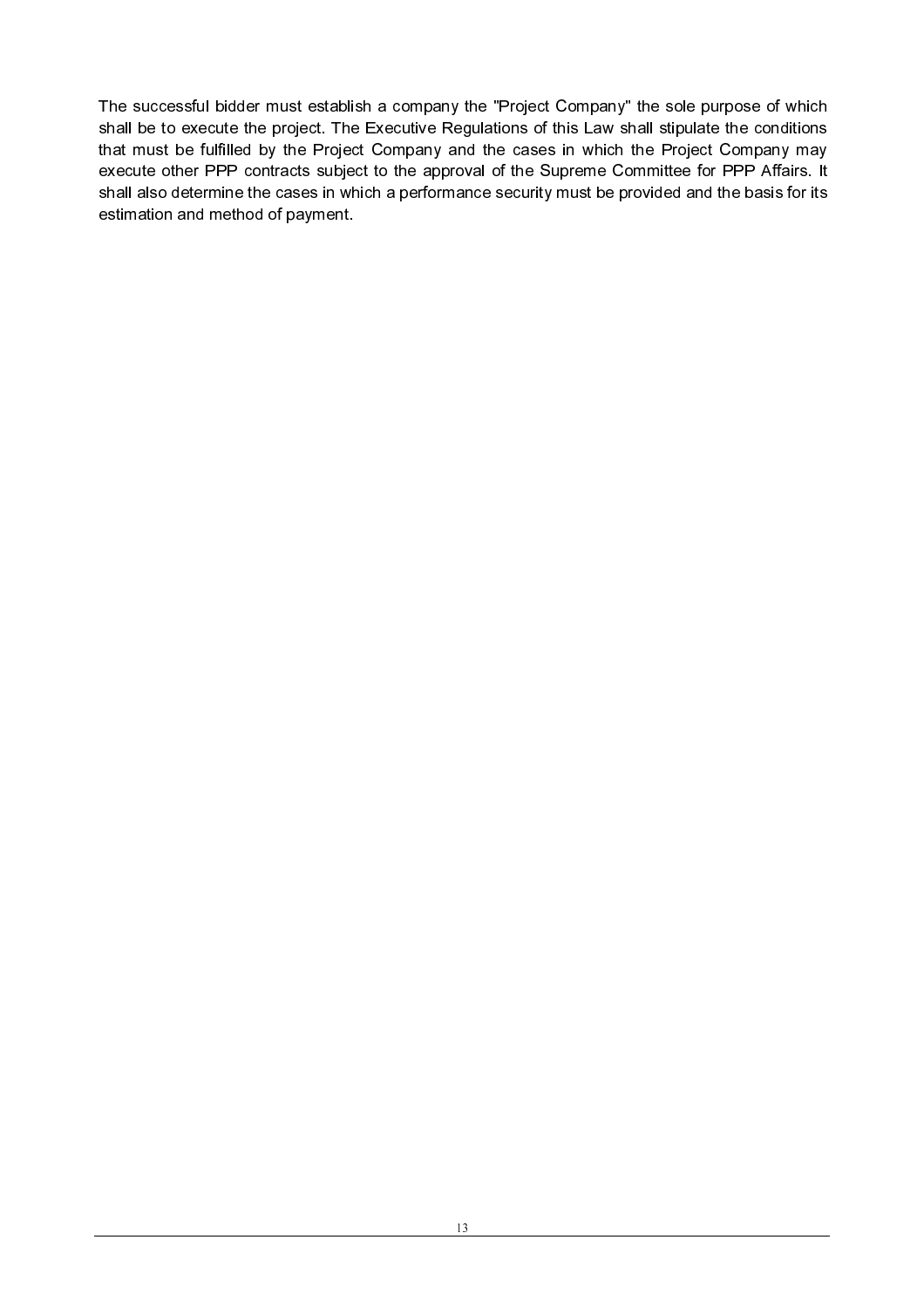The successful bidder must establish a company the "Project Company" the sole purpose of which shall be to execute the project. The Executive Regulations of this Law shall stipulate the conditions that must be fulfilled by the Project Company and the cases in which the Project Company may execute other PPP contracts subject to the approval of the Supreme Committee for PPP Affairs. It shall also determine the cases in which a performance security must be provided and the basis for its estimation and method of payment.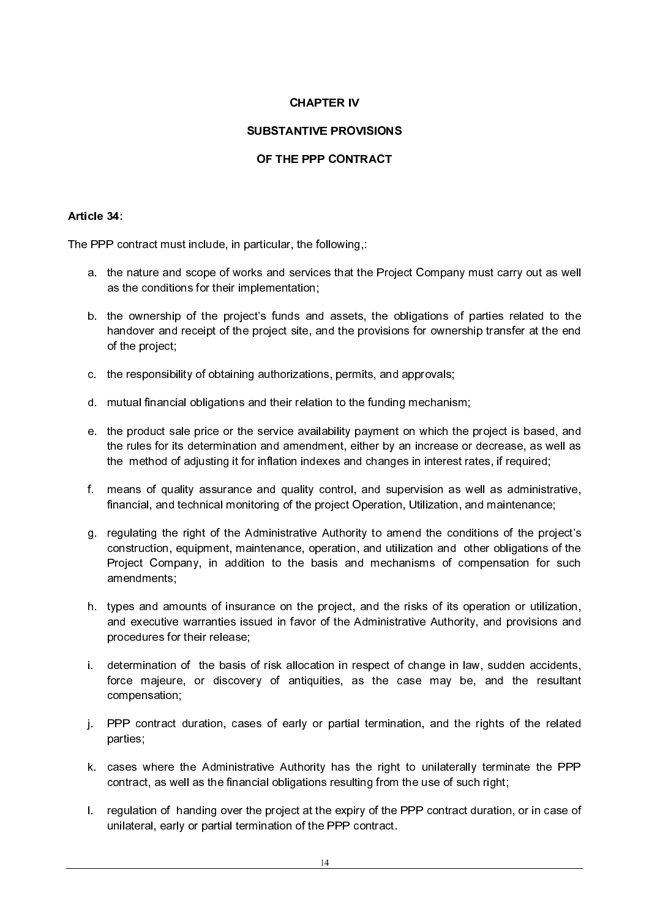# CHAPTER IV

## SUBSTANTIVE PROVISIONS

## OF THE PPP CONTRACT

**Article 34**:

The PPP contract must include, in particular, the following,:

a. the nature and scope of works and services that the Project Company must carry out as well as the conditions for their implementation;

b. the ownership of the project's funds and assets, the obligations of parties related to the handover and receipt of the project site, and the provisions for ownership transfer at the end of the project;

c. the responsibility of obtaining authorizations, permits, and approvals;

d. mutual financial obligations and their relation to the funding mechanism;

e. the product sale price or the service availability payment on which the project is based, and the rules for its determination and amendment, either by an increase or decrease, as well as the method of adjusting it for inflation indexes and changes in interest rates, if required;

f. means of quality assurance and quality control, and supervision as well as administrative, financial, and technical monitoring of the project Operation, Utilization, and maintenance;

g. regulating the right of the Administrative Authority to amend the conditions of the project's construction, equipment, maintenance, operation, and utilization and other obligations of the Project Company, in addition to the basis and mechanisms of compensation for such amendments;

h. types and amounts of insurance on the project, and the risks of its operation or utilization, and executive warranties issued in favor of the Administrative Authority, and provisions and procedures for their release;

i. determination of the basis of risk allocation in respect of change in law, sudden accidents, force majeure, or discovery of antiquities, as the case may be, and the resultant compensation;

j. PPP contract duration, cases of early or partial termination, and the rights of the related parties;

k. cases where the Administrative Authority has the right to unilaterally terminate the PPP contract, as well as the financial obligations resulting from the use of such right;

l. regulation of handing over the project at the expiry of the PPP contract duration, or in case of unilateral, early or partial termination of the PPP contract.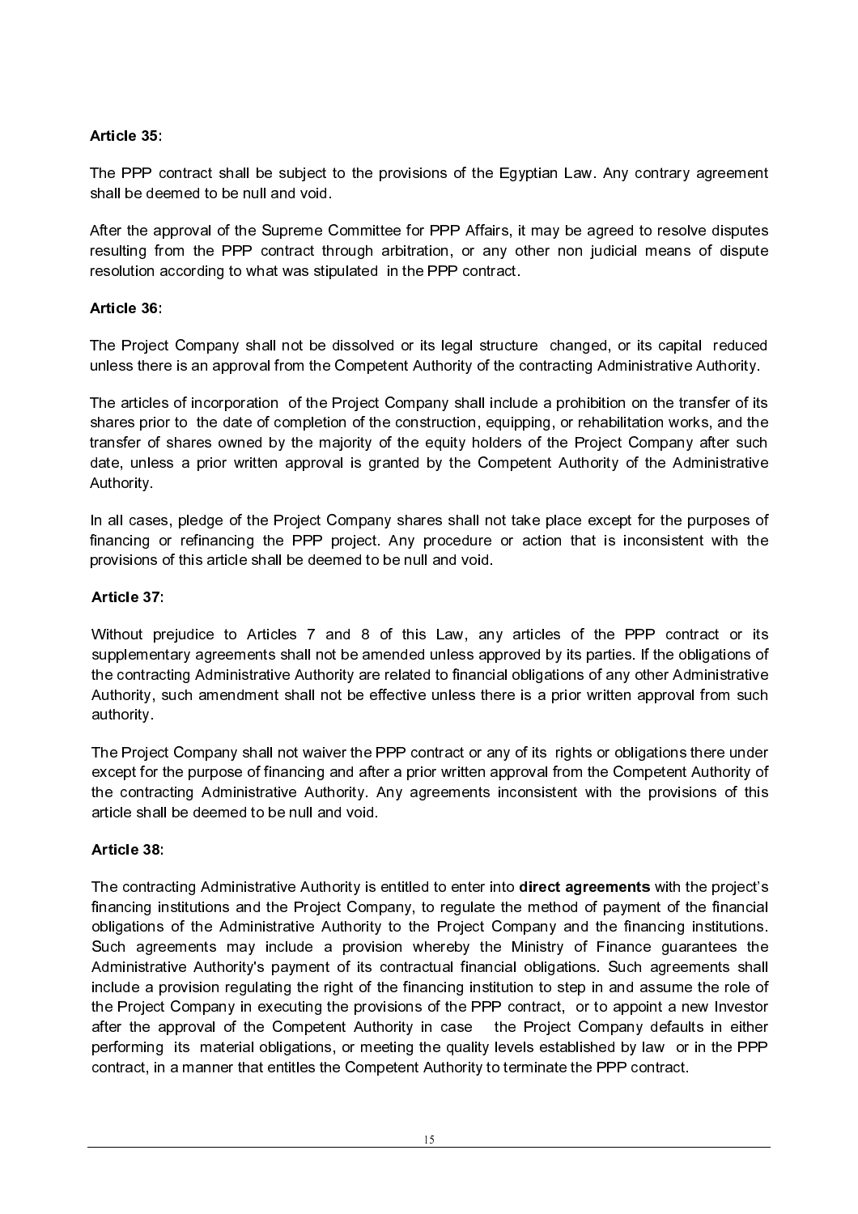**Article 35:**

The PPP contract shall be subject to the provisions of the Egyptian Law. Any contrary agreement shall be deemed to be null and void.

After the approval of the Supreme Committee for PPP Affairs, it may be agreed to resolve disputes resulting from the PPP contract through arbitration, or any other non judicial means of dispute resolution according to what was stipulated in the PPP contract.

**Article 36:**

The Project Company shall not be dissolved or its legal structure changed, or its capital reduced unless there is an approval from the Competent Authority of the contracting Administrative Authority.

The articles of incorporation of the Project Company shall include a prohibition on the transfer of its shares prior to the date of completion of the construction, equipping, or rehabilitation works, and the transfer of shares owned by the majority of the equity holders of the Project Company after such date, unless a prior written approval is granted by the Competent Authority of the Administrative Authority.

In all cases, pledge of the Project Company shares shall not take place except for the purposes of financing or refinancing the PPP project. Any procedure or action that is inconsistent with the provisions of this article shall be deemed to be null and void.

**Article 37:**

Without prejudice to Articles 7 and 8 of this Law, any articles of the PPP contract or its supplementary agreements shall not be amended unless approved by its parties. If the obligations of the contracting Administrative Authority are related to financial obligations of any other Administrative Authority, such amendment shall not be effective unless there is a prior written approval from such authority.

The Project Company shall not waiver the PPP contract or any of its rights or obligations there under except for the purpose of financing and after a prior written approval from the Competent Authority of the contracting Administrative Authority. Any agreements inconsistent with the provisions of this article shall be deemed to be null and void.

**Article 38:**

The contracting Administrative Authority is entitled to enter into **direct agreements** with the project's financing institutions and the Project Company, to regulate the method of payment of the financial obligations of the Administrative Authority to the Project Company and the financing institutions. Such agreements may include a provision whereby the Ministry of Finance guarantees the Administrative Authority's payment of its contractual financial obligations. Such agreements shall include a provision regulating the right of the financing institution to step in and assume the role of the Project Company in executing the provisions of the PPP contract, or to appoint a new Investor after the approval of the Competent Authority in case the Project Company defaults in either performing its material obligations, or meeting the quality levels established by law or in the PPP contract, in a manner that entitles the Competent Authority to terminate the PPP contract.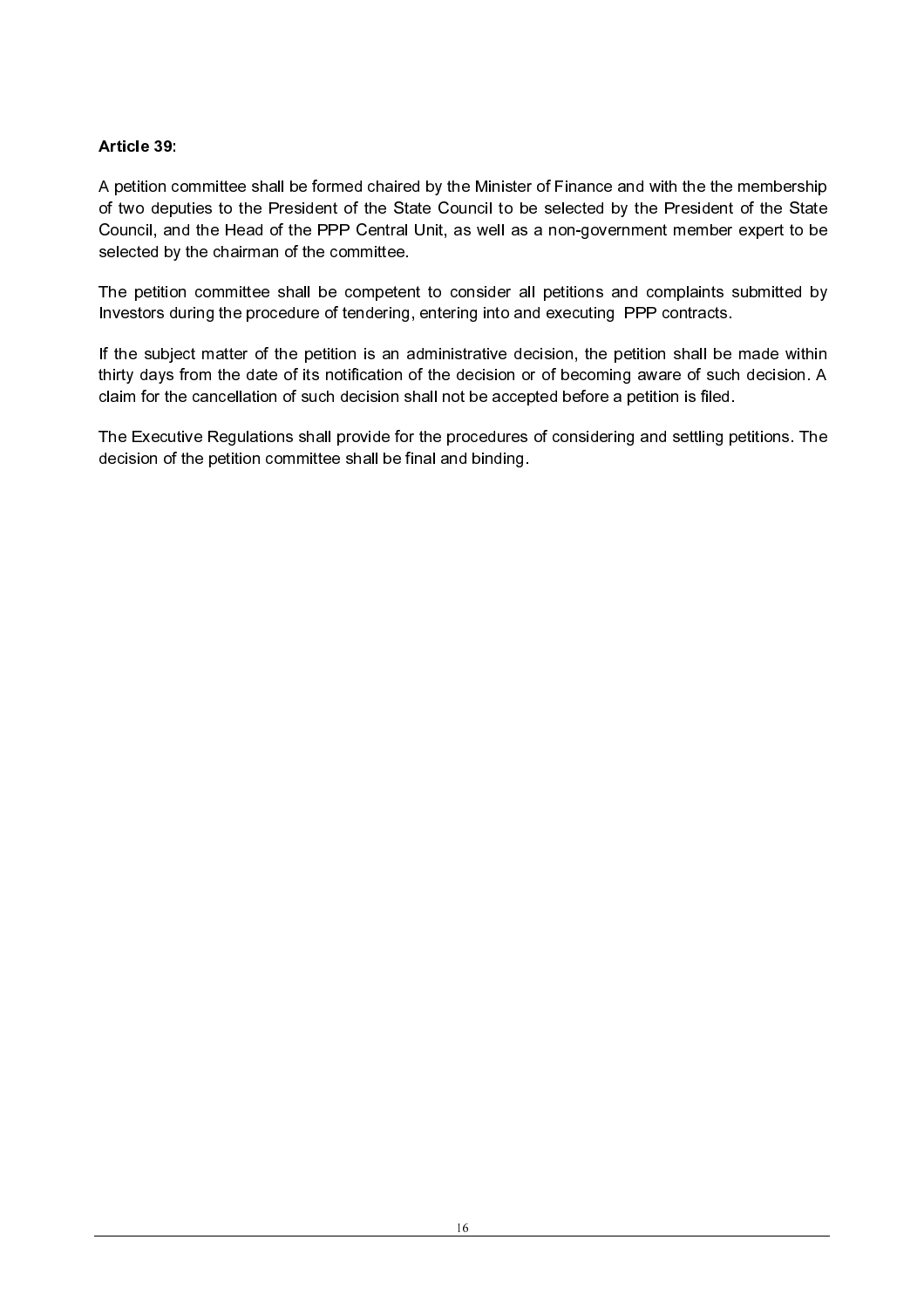**Article 39:**

A petition committee shall be formed chaired by the Minister of Finance and with the the membership of two deputies to the President of the State Council to be selected by the President of the State Council, and the Head of the PPP Central Unit, as well as a non-government member expert to be selected by the chairman of the committee.

The petition committee shall be competent to consider all petitions and complaints submitted by Investors during the procedure of tendering, entering into and executing PPP contracts.

If the subject matter of the petition is an administrative decision, the petition shall be made within thirty days from the date of its notification of the decision or of becoming aware of such decision. A claim for the cancellation of such decision shall not be accepted before a petition is filed.

The Executive Regulations shall provide for the procedures of considering and settling petitions. The decision of the petition committee shall be final and binding.